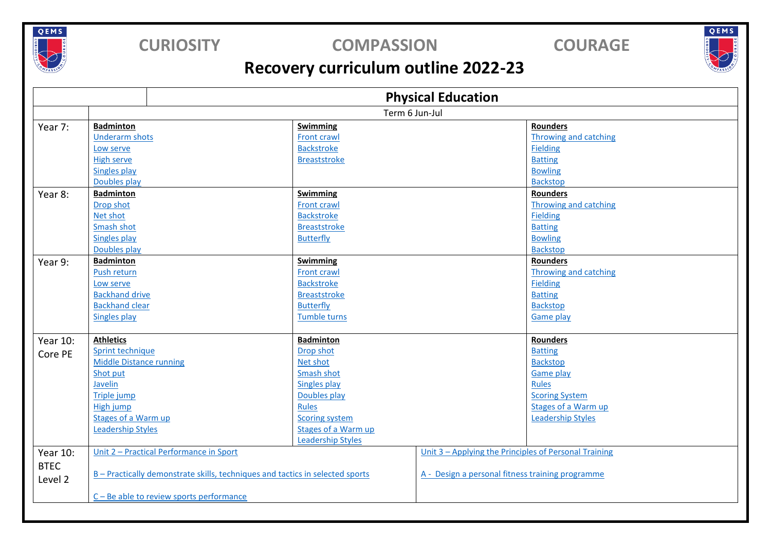CURIOSITY COMPASSION COURAGE

# Recovery curriculum outline 2022-23

| | Physical Education | | |
|---|---|---|---|
| | Term 6 Jun-Jul | | |
| Year 7: | **Badminton**<br>Underarm shots<br>Low serve<br>High serve<br>Singles play<br>Doubles play | **Swimming**<br>Front crawl<br>Backstroke<br>Breaststroke | **Rounders**<br>Throwing and catching<br>Fielding<br>Batting<br>Bowling<br>Backstop |
| Year 8: | **Badminton**<br>Drop shot<br>Net shot<br>Smash shot<br>Singles play<br>Doubles play | **Swimming**<br>Front crawl<br>Backstroke<br>Breaststroke<br>Butterfly | **Rounders**<br>Throwing and catching<br>Fielding<br>Batting<br>Bowling<br>Backstop |
| Year 9: | **Badminton**<br>Push return<br>Low serve<br>Backhand drive<br>Backhand clear<br>Singles play | **Swimming**<br>Front crawl<br>Backstroke<br>Breaststroke<br>Butterfly<br>Tumble turns | **Rounders**<br>Throwing and catching<br>Fielding<br>Batting<br>Backstop<br>Game play |
| Year 10: Core PE | **Athletics**<br>Sprint technique<br>Middle Distance running<br>Shot put<br>Javelin<br>Triple jump<br>High jump<br>Stages of a Warm up<br>Leadership Styles | **Badminton**<br>Drop shot<br>Net shot<br>Smash shot<br>Singles play<br>Doubles play<br>Rules<br>Scoring system<br>Stages of a Warm up<br>Leadership Styles | **Rounders**<br>Batting<br>Backstop<br>Game play<br>Rules<br>Scoring System<br>Stages of a Warm up<br>Leadership Styles |
| Year 10: BTEC Level 2 | Unit 2 – Practical Performance in Sport<br><br>B – Practically demonstrate skills, techniques and tactics in selected sports<br><br>C – Be able to review sports performance | Unit 3 – Applying the Principles of Personal Training<br><br>A - Design a personal fitness training programme | |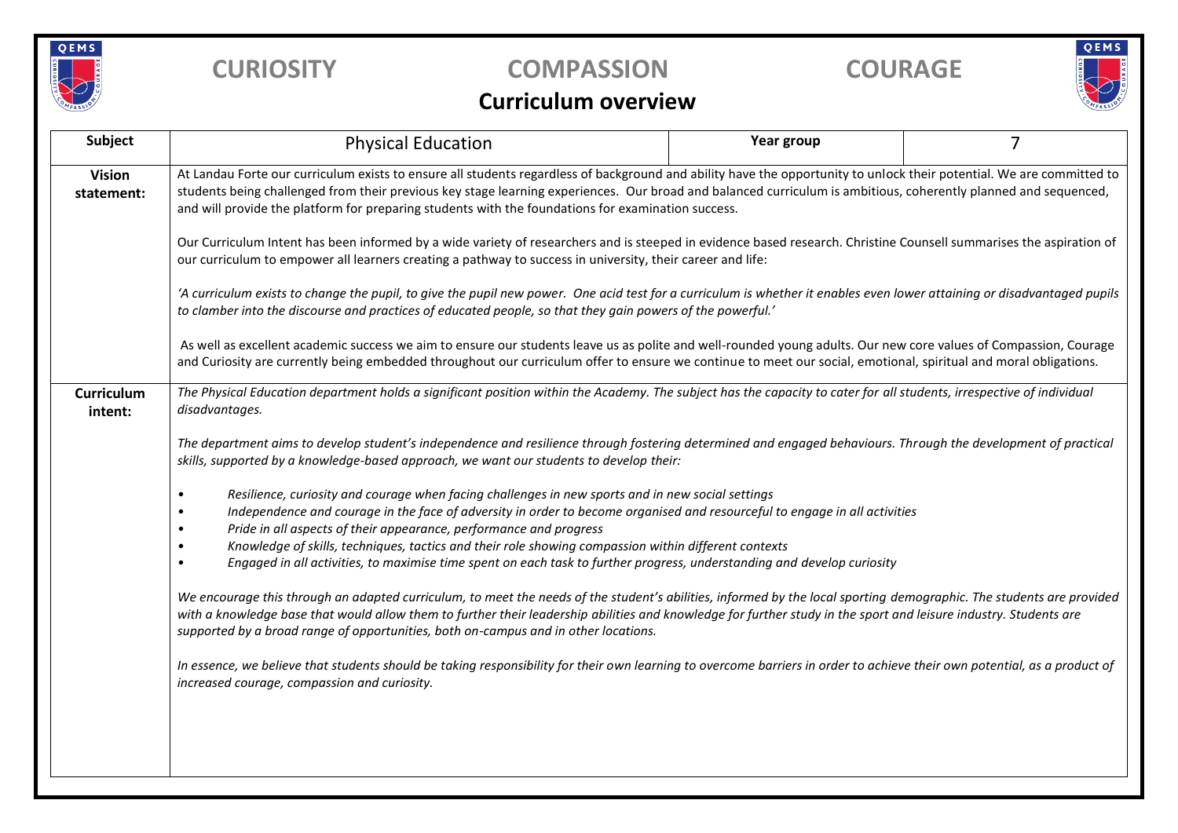**CURIOSITY** **COMPASSION** **COURAGE**

## Curriculum overview

| Subject | Physical Education | Year group | 7 |
|---|---|---|---|
| **Vision statement:** | At Landau Forte our curriculum exists to ensure all students regardless of background and ability have the opportunity to unlock their potential. We are committed to students being challenged from their previous key stage learning experiences. Our broad and balanced curriculum is ambitious, coherently planned and sequenced, and will provide the platform for preparing students with the foundations for examination success.<br><br>Our Curriculum Intent has been informed by a wide variety of researchers and is steeped in evidence based research. Christine Counsell summarises the aspiration of our curriculum to empower all learners creating a pathway to success in university, their career and life:<br><br>*'A curriculum exists to change the pupil, to give the pupil new power. One acid test for a curriculum is whether it enables even lower attaining or disadvantaged pupils to clamber into the discourse and practices of educated people, so that they gain powers of the powerful.'*<br><br>As well as excellent academic success we aim to ensure our students leave us as polite and well-rounded young adults. Our new core values of Compassion, Courage and Curiosity are currently being embedded throughout our curriculum offer to ensure we continue to meet our social, emotional, spiritual and moral obligations. | | |
| **Curriculum intent:** | *The Physical Education department holds a significant position within the Academy. The subject has the capacity to cater for all students, irrespective of individual disadvantages.*<br><br>*The department aims to develop student's independence and resilience through fostering determined and engaged behaviours. Through the development of practical skills, supported by a knowledge-based approach, we want our students to develop their:*<br><br>• *Resilience, curiosity and courage when facing challenges in new sports and in new social settings*<br>• *Independence and courage in the face of adversity in order to become organised and resourceful to engage in all activities*<br>• *Pride in all aspects of their appearance, performance and progress*<br>• *Knowledge of skills, techniques, tactics and their role showing compassion within different contexts*<br>• *Engaged in all activities, to maximise time spent on each task to further progress, understanding and develop curiosity*<br><br>*We encourage this through an adapted curriculum, to meet the needs of the student's abilities, informed by the local sporting demographic. The students are provided with a knowledge base that would allow them to further their leadership abilities and knowledge for further study in the sport and leisure industry. Students are supported by a broad range of opportunities, both on-campus and in other locations.*<br><br>*In essence, we believe that students should be taking responsibility for their own learning to overcome barriers in order to achieve their own potential, as a product of increased courage, compassion and curiosity.* | | |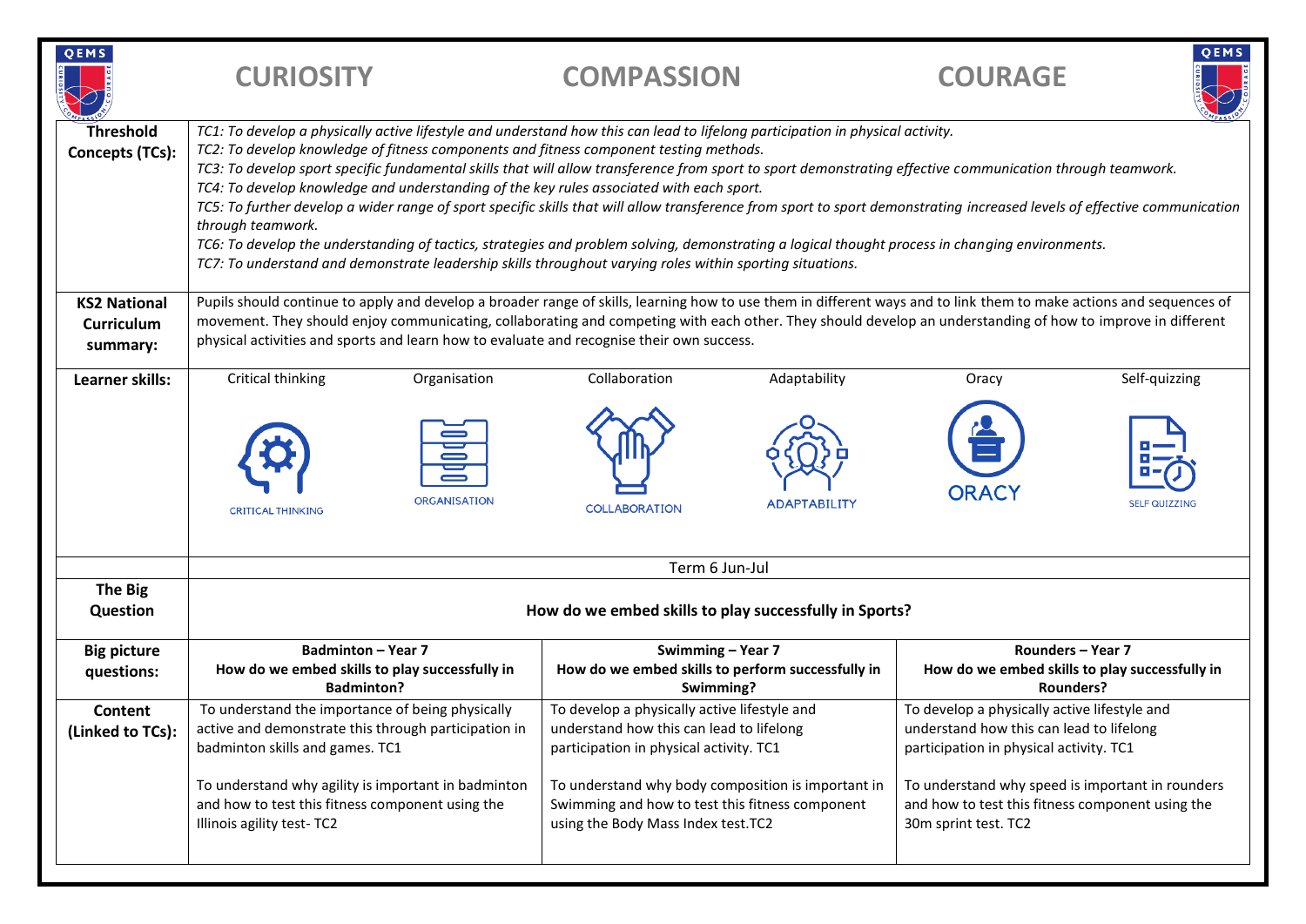**CURIOSITY** **COMPASSION** **COURAGE**

| | | | | | | |
|---|---|---|---|---|---|---|
| **Threshold Concepts (TCs):** | *TC1: To develop a physically active lifestyle and understand how this can lead to lifelong participation in physical activity.*<br>*TC2: To develop knowledge of fitness components and fitness component testing methods.*<br>*TC3: To develop sport specific fundamental skills that will allow transference from sport to sport demonstrating effective communication through teamwork.*<br>*TC4: To develop knowledge and understanding of the key rules associated with each sport.*<br>*TC5: To further develop a wider range of sport specific skills that will allow transference from sport to sport demonstrating increased levels of effective communication through teamwork.*<br>*TC6: To develop the understanding of tactics, strategies and problem solving, demonstrating a logical thought process in changing environments.*<br>*TC7: To understand and demonstrate leadership skills throughout varying roles within sporting situations.* | | | | | |
| **KS2 National Curriculum summary:** | Pupils should continue to apply and develop a broader range of skills, learning how to use them in different ways and to link them to make actions and sequences of movement. They should enjoy communicating, collaborating and competing with each other. They should develop an understanding of how to improve in different physical activities and sports and learn how to evaluate and recognise their own success. | | | | | |
| **Learner skills:** | Critical thinking | Organisation | Collaboration | Adaptability | Oracy | Self-quizzing |

| | | | |
|---|---|---|---|
| | Term 6 Jun-Jul | | |
| **The Big Question** | **How do we embed skills to play successfully in Sports?** | | |
| **Big picture questions:** | **Badminton – Year 7**<br>**How do we embed skills to play successfully in Badminton?** | **Swimming – Year 7**<br>**How do we embed skills to perform successfully in Swimming?** | **Rounders – Year 7**<br>**How do we embed skills to play successfully in Rounders?** |
| **Content (Linked to TCs):** | To understand the importance of being physically active and demonstrate this through participation in badminton skills and games. TC1<br><br>To understand why agility is important in badminton and how to test this fitness component using the Illinois agility test- TC2 | To develop a physically active lifestyle and understand how this can lead to lifelong participation in physical activity. TC1<br><br>To understand why body composition is important in Swimming and how to test this fitness component using the Body Mass Index test.TC2 | To develop a physically active lifestyle and understand how this can lead to lifelong participation in physical activity. TC1<br><br>To understand why speed is important in rounders and how to test this fitness component using the 30m sprint test. TC2 |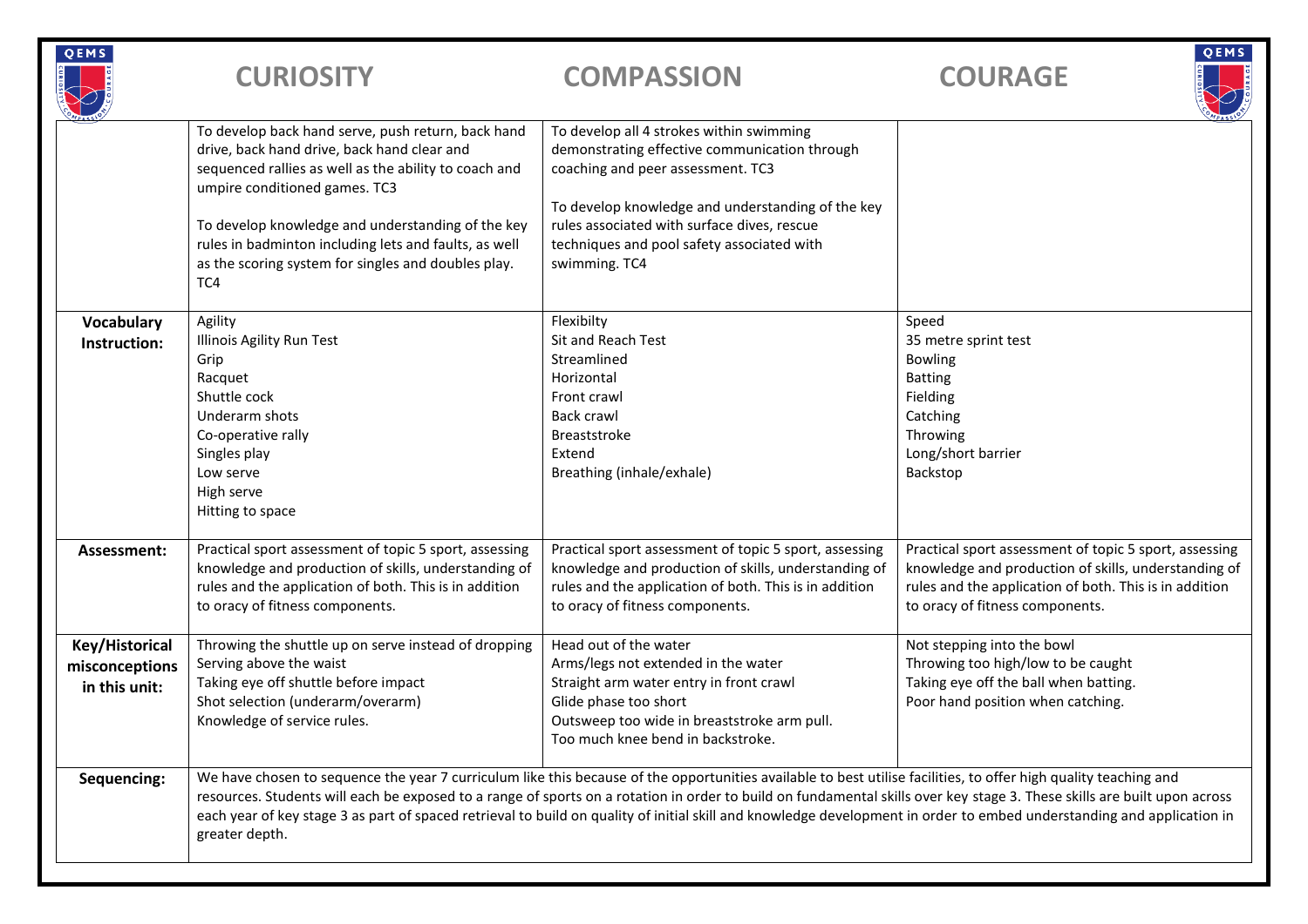| | CURIOSITY | COMPASSION | COURAGE |
|---|---|---|---|
| | To develop back hand serve, push return, back hand drive, back hand drive, back hand clear and sequenced rallies as well as the ability to coach and umpire conditioned games. TC3<br><br>To develop knowledge and understanding of the key rules in badminton including lets and faults, as well as the scoring system for singles and doubles play. TC4 | To develop all 4 strokes within swimming demonstrating effective communication through coaching and peer assessment. TC3<br><br>To develop knowledge and understanding of the key rules associated with surface dives, rescue techniques and pool safety associated with swimming. TC4 | |
| **Vocabulary Instruction:** | Agility<br>Illinois Agility Run Test<br>Grip<br>Racquet<br>Shuttle cock<br>Underarm shots<br>Co-operative rally<br>Singles play<br>Low serve<br>High serve<br>Hitting to space | Flexibilty<br>Sit and Reach Test<br>Streamlined<br>Horizontal<br>Front crawl<br>Back crawl<br>Breaststroke<br>Extend<br>Breathing (inhale/exhale) | Speed<br>35 metre sprint test<br>Bowling<br>Batting<br>Fielding<br>Catching<br>Throwing<br>Long/short barrier<br>Backstop |
| **Assessment:** | Practical sport assessment of topic 5 sport, assessing knowledge and production of skills, understanding of rules and the application of both. This is in addition to oracy of fitness components. | Practical sport assessment of topic 5 sport, assessing knowledge and production of skills, understanding of rules and the application of both. This is in addition to oracy of fitness components. | Practical sport assessment of topic 5 sport, assessing knowledge and production of skills, understanding of rules and the application of both. This is in addition to oracy of fitness components. |
| **Key/Historical misconceptions in this unit:** | Throwing the shuttle up on serve instead of dropping<br>Serving above the waist<br>Taking eye off shuttle before impact<br>Shot selection (underarm/overarm)<br>Knowledge of service rules. | Head out of the water<br>Arms/legs not extended in the water<br>Straight arm water entry in front crawl<br>Glide phase too short<br>Outsweep too wide in breaststroke arm pull.<br>Too much knee bend in backstroke. | Not stepping into the bowl<br>Throwing too high/low to be caught<br>Taking eye off the ball when batting.<br>Poor hand position when catching. |
| **Sequencing:** | We have chosen to sequence the year 7 curriculum like this because of the opportunities available to best utilise facilities, to offer high quality teaching and resources. Students will each be exposed to a range of sports on a rotation in order to build on fundamental skills over key stage 3. These skills are built upon across each year of key stage 3 as part of spaced retrieval to build on quality of initial skill and knowledge development in order to embed understanding and application in greater depth. | | |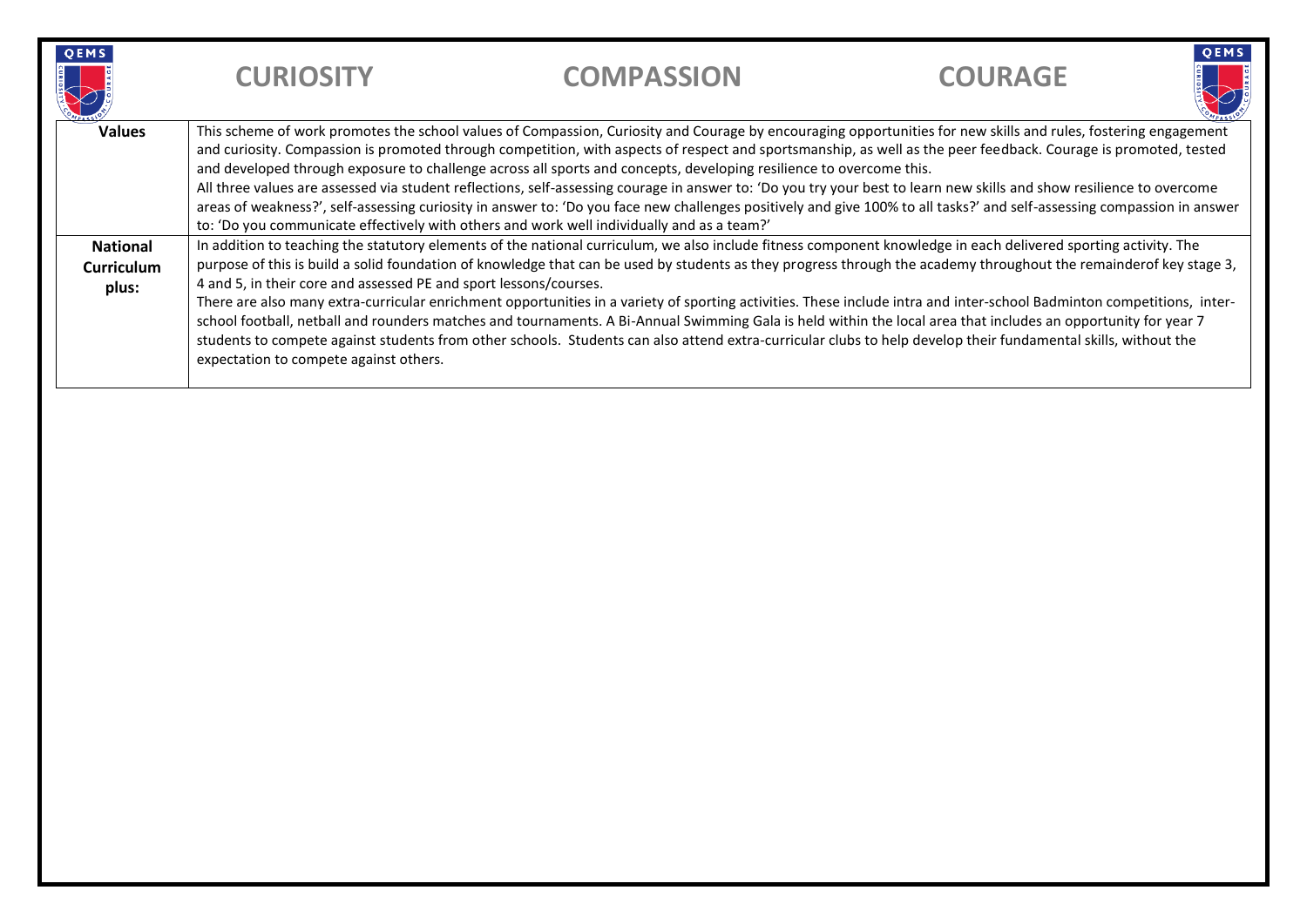**CURIOSITY** **COMPASSION** **COURAGE**

| | |
|---|---|
| **Values** | This scheme of work promotes the school values of Compassion, Curiosity and Courage by encouraging opportunities for new skills and rules, fostering engagement and curiosity. Compassion is promoted through competition, with aspects of respect and sportsmanship, as well as the peer feedback. Courage is promoted, tested and developed through exposure to challenge across all sports and concepts, developing resilience to overcome this.<br>All three values are assessed via student reflections, self-assessing courage in answer to: 'Do you try your best to learn new skills and show resilience to overcome areas of weakness?', self-assessing curiosity in answer to: 'Do you face new challenges positively and give 100% to all tasks?' and self-assessing compassion in answer to: 'Do you communicate effectively with others and work well individually and as a team?' |
| **National Curriculum plus:** | In addition to teaching the statutory elements of the national curriculum, we also include fitness component knowledge in each delivered sporting activity. The purpose of this is build a solid foundation of knowledge that can be used by students as they progress through the academy throughout the remainderof key stage 3, 4 and 5, in their core and assessed PE and sport lessons/courses.<br>There are also many extra-curricular enrichment opportunities in a variety of sporting activities. These include intra and inter-school Badminton competitions, inter-school football, netball and rounders matches and tournaments. A Bi-Annual Swimming Gala is held within the local area that includes an opportunity for year 7 students to compete against students from other schools. Students can also attend extra-curricular clubs to help develop their fundamental skills, without the expectation to compete against others. |